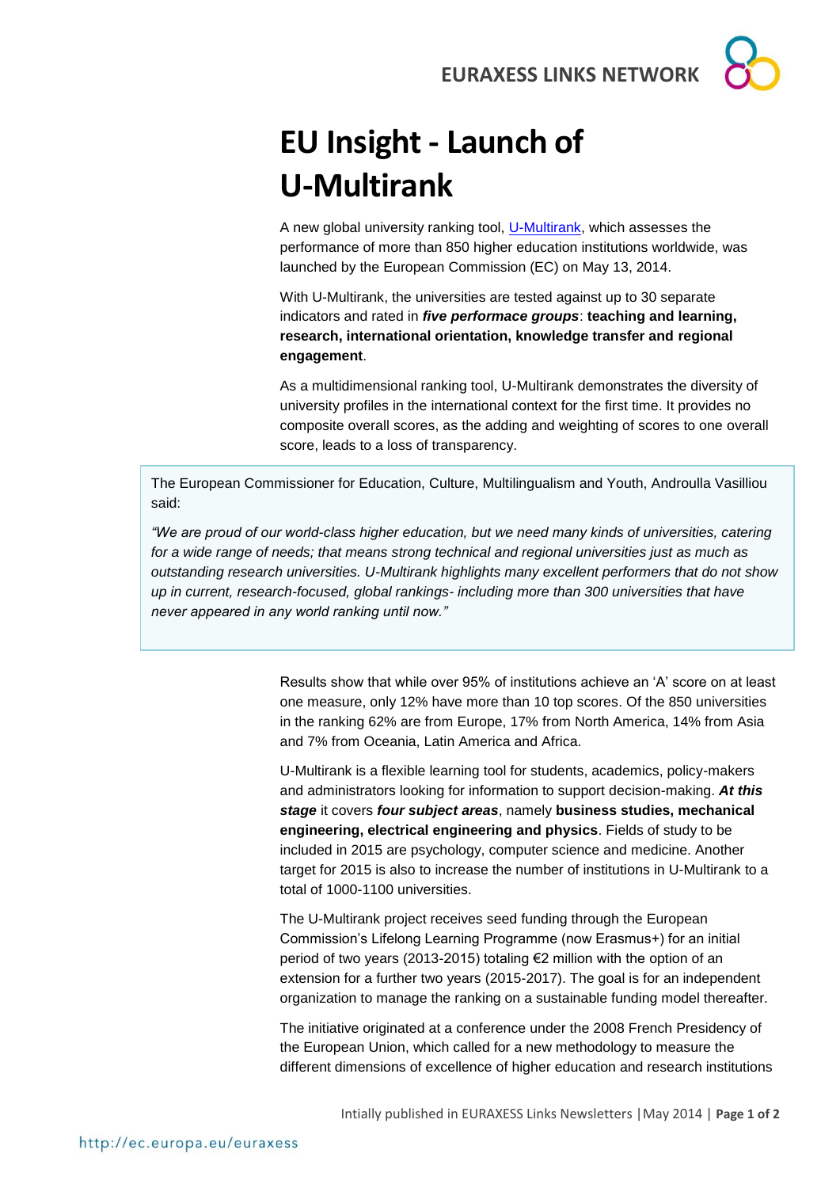# EU Insight - Launch of U-Multirank

A new global university ranking tool, [U-Multirank](), which assesses the performance of more than 850 higher education institutions worldwide, was launched by the European Commission (EC) on May 13, 2014.

With U-Multirank, the universities are tested against up to 30 separate indicators and rated in ***five performace groups***: **teaching and learning, research, international orientation, knowledge transfer and regional engagement**.

As a multidimensional ranking tool, U-Multirank demonstrates the diversity of university profiles in the international context for the first time. It provides no composite overall scores, as the adding and weighting of scores to one overall score, leads to a loss of transparency.

> The European Commissioner for Education, Culture, Multilingualism and Youth, Androulla Vassiliou said:
>
> *"We are proud of our world-class higher education, but we need many kinds of universities, catering for a wide range of needs; that means strong technical and regional universities just as much as outstanding research universities. U-Multirank highlights many excellent performers that do not show up in current, research-focused, global rankings- including more than 300 universities that have never appeared in any world ranking until now."*

Results show that while over 95% of institutions achieve an 'A' score on at least one measure, only 12% have more than 10 top scores. Of the 850 universities in the ranking 62% are from Europe, 17% from North America, 14% from Asia and 7% from Oceania, Latin America and Africa.

U-Multirank is a flexible learning tool for students, academics, policy-makers and administrators looking for information to support decision-making. ***At this stage*** it covers ***four subject areas***, namely **business studies, mechanical engineering, electrical engineering and physics**. Fields of study to be included in 2015 are psychology, computer science and medicine. Another target for 2015 is also to increase the number of institutions in U-Multirank to a total of 1000-1100 universities.

The U-Multirank project receives seed funding through the European Commission's Lifelong Learning Programme (now Erasmus+) for an initial period of two years (2013-2015) totaling €2 million with the option of an extension for a further two years (2015-2017). The goal is for an independent organization to manage the ranking on a sustainable funding model thereafter.

The initiative originated at a conference under the 2008 French Presidency of the European Union, which called for a new methodology to measure the different dimensions of excellence of higher education and research institutions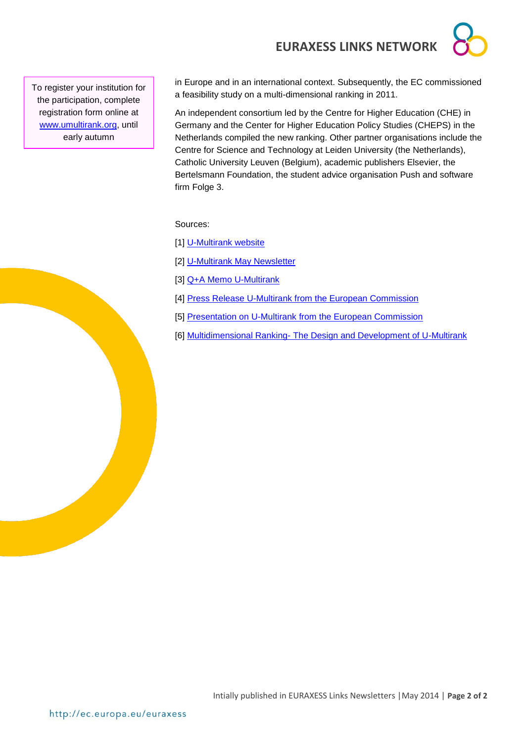To register your institution for the participation, complete registration form online at [www.umultirank.org](http://www.umultirank.org), until early autumn

in Europe and in an international context. Subsequently, the EC commissioned a feasibility study on a multi-dimensional ranking in 2011.

An independent consortium led by the Centre for Higher Education (CHE) in Germany and the Center for Higher Education Policy Studies (CHEPS) in the Netherlands compiled the new ranking. Other partner organisations include the Centre for Science and Technology at Leiden University (the Netherlands), Catholic University Leuven (Belgium), academic publishers Elsevier, the Bertelsmann Foundation, the student advice organisation Push and software firm Folge 3.

Sources:

[1] U-Multirank website

[2] U-Multirank May Newsletter

[3] Q+A Memo U-Multirank

[4] Press Release U-Multirank from the European Commission

[5] Presentation on U-Multirank from the European Commission

[6] Multidimensional Ranking- The Design and Development of U-Multirank

Intially published in EURAXESS Links Newsletters | May 2014